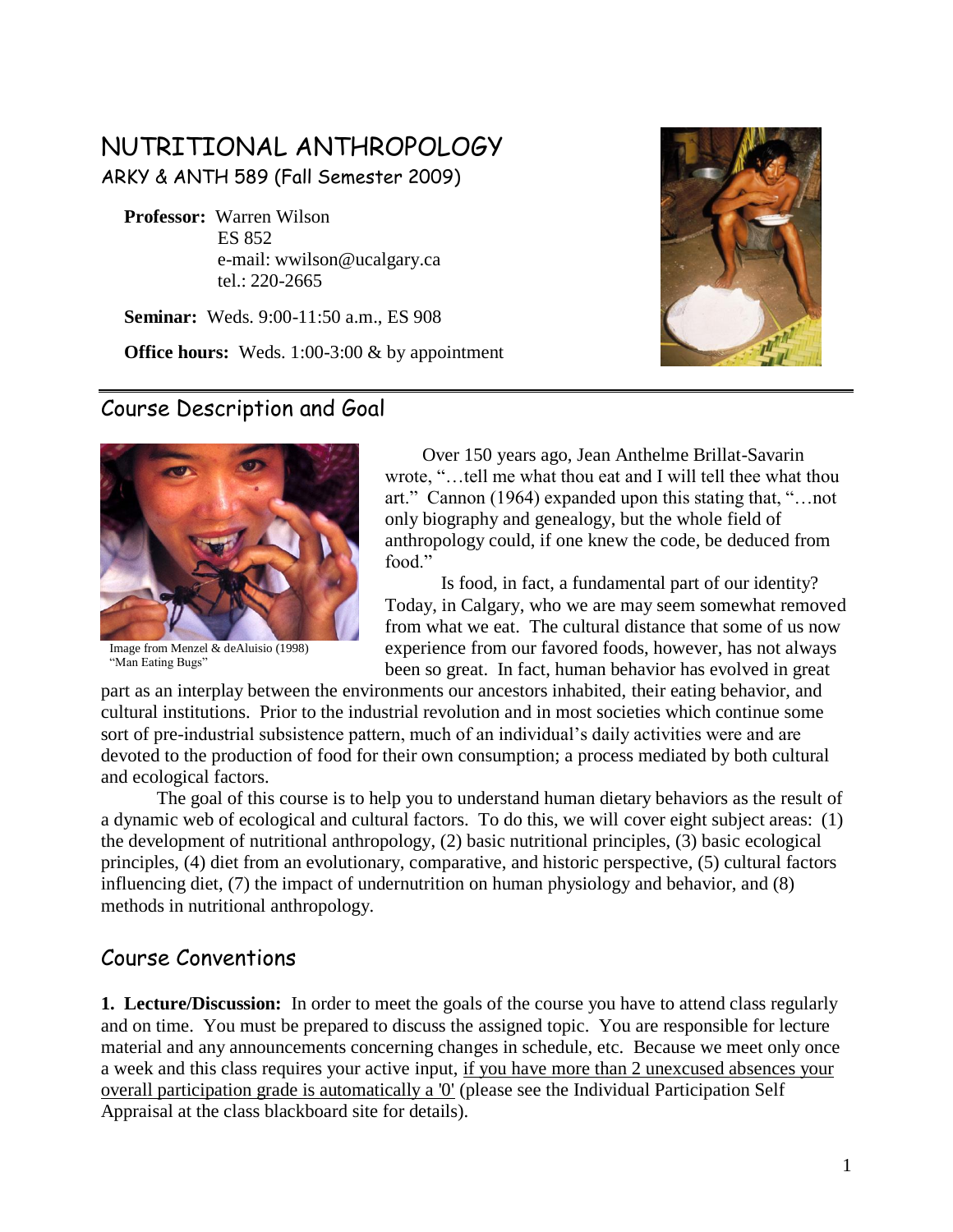# NUTRITIONAL ANTHROPOLOGY

ARKY & ANTH 589 (Fall Semester 2009)

**Professor:** Warren Wilson
ES 852
e-mail: wwilson@ucalgary.ca
tel.: 220-2665

**Seminar:** Weds. 9:00-11:50 a.m., ES 908

**Office hours:** Weds. 1:00-3:00 & by appointment

## Course Description and Goal

Image from Menzel & deAluisio (1998) "Man Eating Bugs"

Over 150 years ago, Jean Anthelme Brillat-Savarin wrote, "…tell me what thou eat and I will tell thee what thou art." Cannon (1964) expanded upon this stating that, "…not only biography and genealogy, but the whole field of anthropology could, if one knew the code, be deduced from food."

Is food, in fact, a fundamental part of our identity? Today, in Calgary, who we are may seem somewhat removed from what we eat. The cultural distance that some of us now experience from our favored foods, however, has not always been so great. In fact, human behavior has evolved in great part as an interplay between the environments our ancestors inhabited, their eating behavior, and cultural institutions. Prior to the industrial revolution and in most societies which continue some sort of pre-industrial subsistence pattern, much of an individual's daily activities were and are devoted to the production of food for their own consumption; a process mediated by both cultural and ecological factors.

The goal of this course is to help you to understand human dietary behaviors as the result of a dynamic web of ecological and cultural factors. To do this, we will cover eight subject areas: (1) the development of nutritional anthropology, (2) basic nutritional principles, (3) basic ecological principles, (4) diet from an evolutionary, comparative, and historic perspective, (5) cultural factors influencing diet, (7) the impact of undernutrition on human physiology and behavior, and (8) methods in nutritional anthropology.

## Course Conventions

**1. Lecture/Discussion:** In order to meet the goals of the course you have to attend class regularly and on time. You must be prepared to discuss the assigned topic. You are responsible for lecture material and any announcements concerning changes in schedule, etc. Because we meet only once a week and this class requires your active input, <u>if you have more than 2 unexcused absences your overall participation grade is automatically a '0'</u> (please see the Individual Participation Self Appraisal at the class blackboard site for details).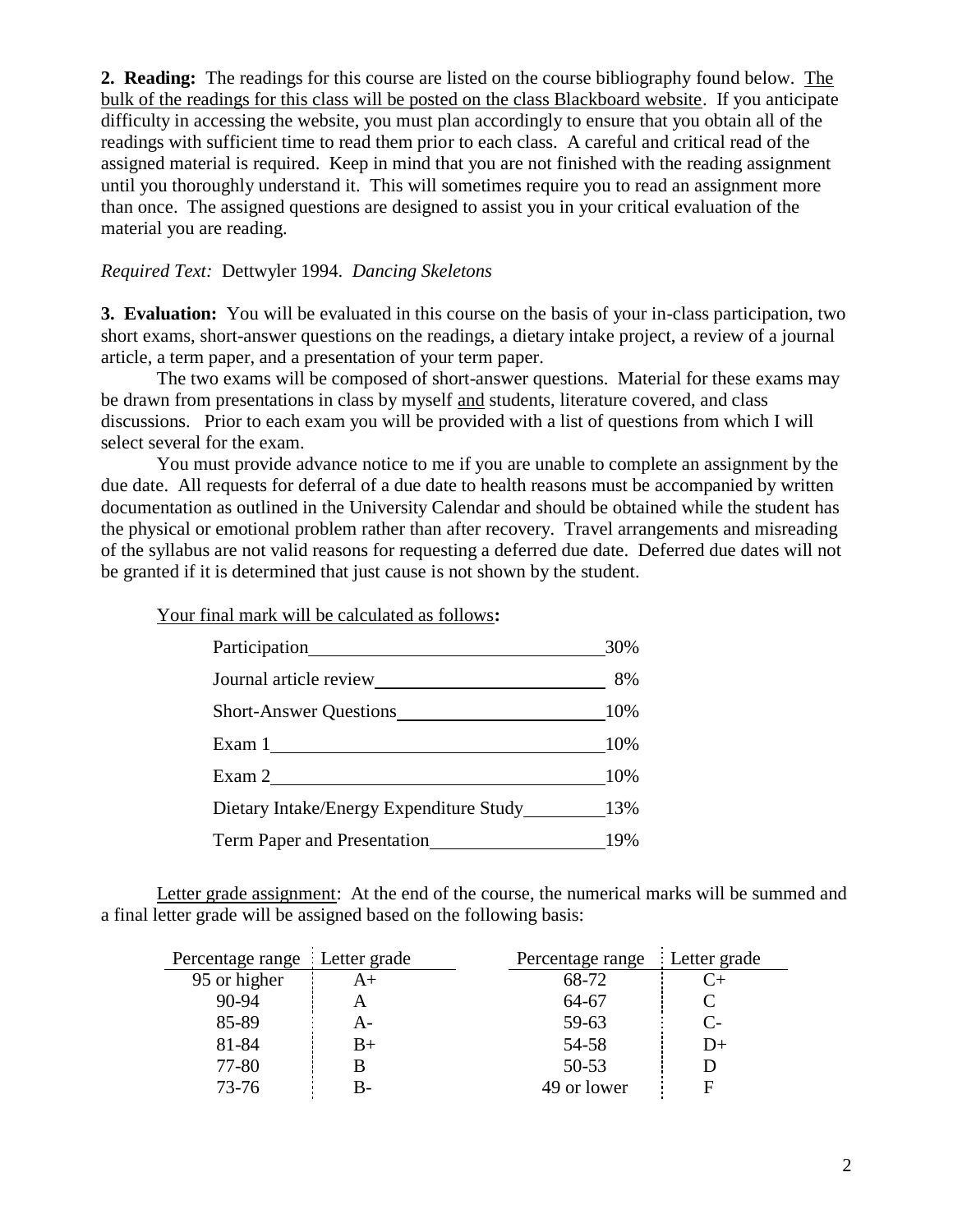**2. Reading:** The readings for this course are listed on the course bibliography found below. The bulk of the readings for this class will be posted on the class Blackboard website. If you anticipate difficulty in accessing the website, you must plan accordingly to ensure that you obtain all of the readings with sufficient time to read them prior to each class. A careful and critical read of the assigned material is required. Keep in mind that you are not finished with the reading assignment until you thoroughly understand it. This will sometimes require you to read an assignment more than once. The assigned questions are designed to assist you in your critical evaluation of the material you are reading.

*Required Text:* Dettwyler 1994. *Dancing Skeletons*

**3. Evaluation:** You will be evaluated in this course on the basis of your in-class participation, two short exams, short-answer questions on the readings, a dietary intake project, a review of a journal article, a term paper, and a presentation of your term paper.

The two exams will be composed of short-answer questions. Material for these exams may be drawn from presentations in class by myself and students, literature covered, and class discussions. Prior to each exam you will be provided with a list of questions from which I will select several for the exam.

You must provide advance notice to me if you are unable to complete an assignment by the due date. All requests for deferral of a due date to health reasons must be accompanied by written documentation as outlined in the University Calendar and should be obtained while the student has the physical or emotional problem rather than after recovery. Travel arrangements and misreading of the syllabus are not valid reasons for requesting a deferred due date. Deferred due dates will not be granted if it is determined that just cause is not shown by the student.

Your final mark will be calculated as follows**:**

| Component | Weight |
|---|---|
| Participation | 30% |
| Journal article review | 8% |
| Short-Answer Questions | 10% |
| Exam 1 | 10% |
| Exam 2 | 10% |
| Dietary Intake/Energy Expenditure Study | 13% |
| Term Paper and Presentation | 19% |

Letter grade assignment: At the end of the course, the numerical marks will be summed and a final letter grade will be assigned based on the following basis:

| Percentage range | Letter grade | Percentage range | Letter grade |
|---|---|---|---|
| 95 or higher | A+ | 68-72 | C+ |
| 90-94 | A | 64-67 | C |
| 85-89 | A- | 59-63 | C- |
| 81-84 | B+ | 54-58 | D+ |
| 77-80 | B | 50-53 | D |
| 73-76 | B- | 49 or lower | F |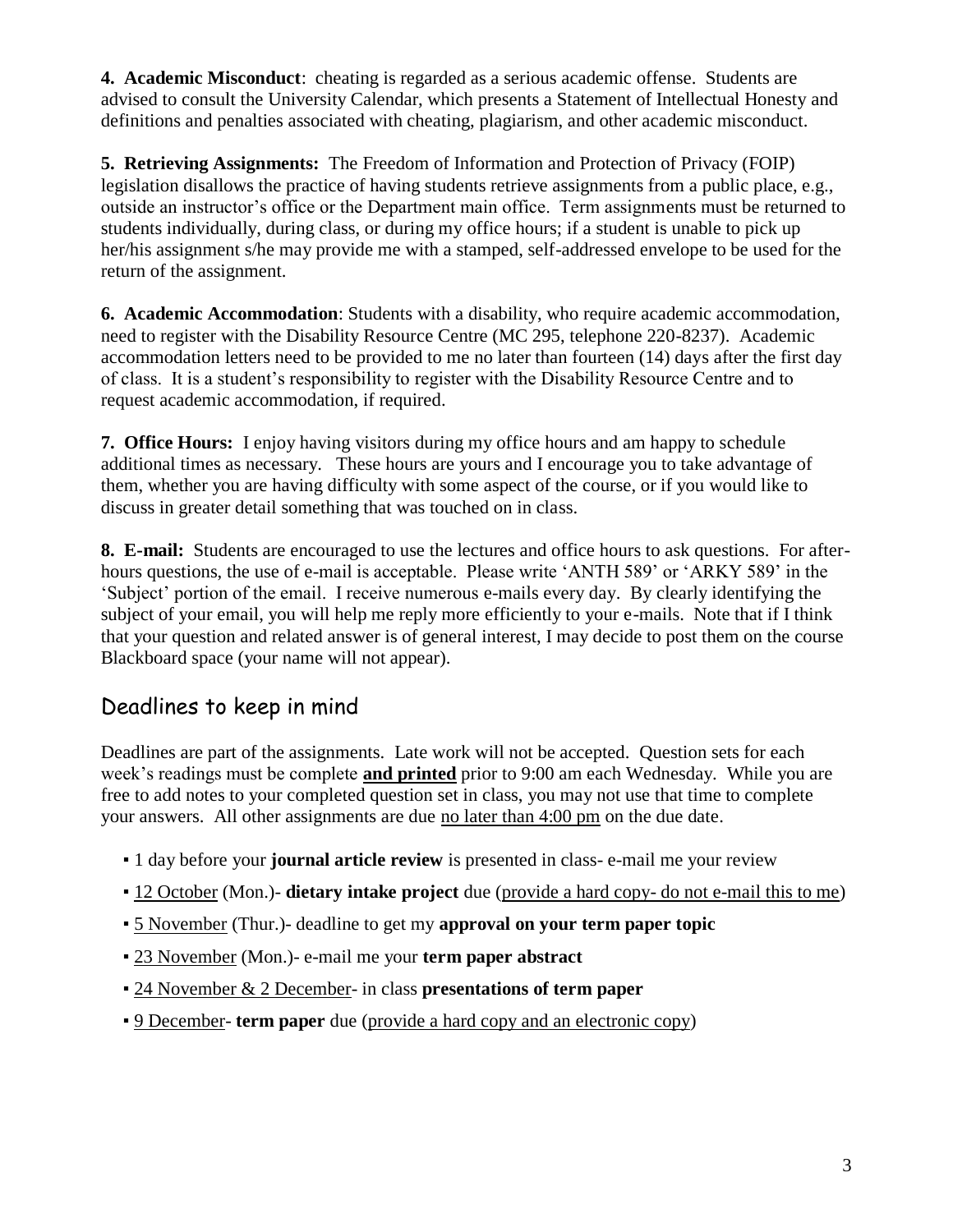**4. Academic Misconduct**: cheating is regarded as a serious academic offense. Students are advised to consult the University Calendar, which presents a Statement of Intellectual Honesty and definitions and penalties associated with cheating, plagiarism, and other academic misconduct.

**5. Retrieving Assignments:** The Freedom of Information and Protection of Privacy (FOIP) legislation disallows the practice of having students retrieve assignments from a public place, e.g., outside an instructor's office or the Department main office. Term assignments must be returned to students individually, during class, or during my office hours; if a student is unable to pick up her/his assignment s/he may provide me with a stamped, self-addressed envelope to be used for the return of the assignment.

**6. Academic Accommodation**: Students with a disability, who require academic accommodation, need to register with the Disability Resource Centre (MC 295, telephone 220-8237). Academic accommodation letters need to be provided to me no later than fourteen (14) days after the first day of class. It is a student's responsibility to register with the Disability Resource Centre and to request academic accommodation, if required.

**7. Office Hours:** I enjoy having visitors during my office hours and am happy to schedule additional times as necessary. These hours are yours and I encourage you to take advantage of them, whether you are having difficulty with some aspect of the course, or if you would like to discuss in greater detail something that was touched on in class.

**8. E-mail:** Students are encouraged to use the lectures and office hours to ask questions. For after-hours questions, the use of e-mail is acceptable. Please write 'ANTH 589' or 'ARKY 589' in the 'Subject' portion of the email. I receive numerous e-mails every day. By clearly identifying the subject of your email, you will help me reply more efficiently to your e-mails. Note that if I think that your question and related answer is of general interest, I may decide to post them on the course Blackboard space (your name will not appear).

## Deadlines to keep in mind

Deadlines are part of the assignments. Late work will not be accepted. Question sets for each week's readings must be complete **and printed** prior to 9:00 am each Wednesday. While you are free to add notes to your completed question set in class, you may not use that time to complete your answers. All other assignments are due no later than 4:00 pm on the due date.

- 1 day before your **journal article review** is presented in class- e-mail me your review
- 12 October (Mon.)- **dietary intake project** due (provide a hard copy- do not e-mail this to me)
- 5 November (Thur.)- deadline to get my **approval on your term paper topic**
- 23 November (Mon.)- e-mail me your **term paper abstract**
- 24 November & 2 December- in class **presentations of term paper**
- 9 December- **term paper** due (provide a hard copy and an electronic copy)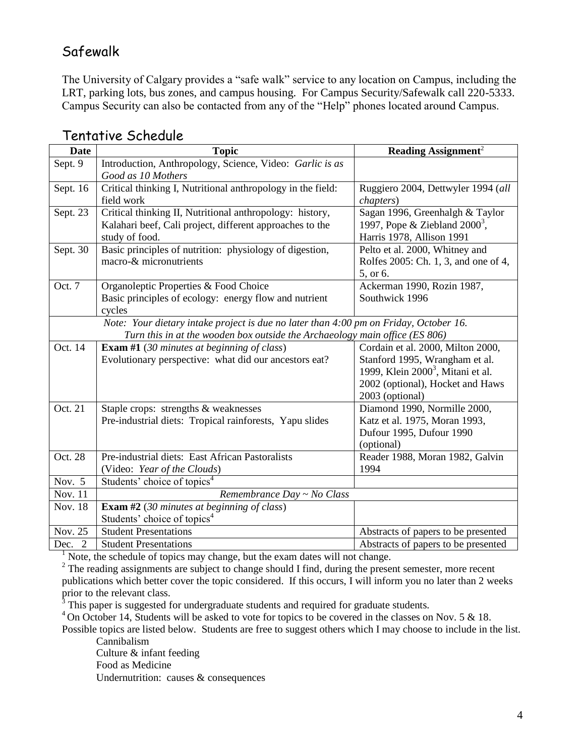## Safewalk

The University of Calgary provides a "safe walk" service to any location on Campus, including the LRT, parking lots, bus zones, and campus housing. For Campus Security/Safewalk call 220-5333. Campus Security can also be contacted from any of the "Help" phones located around Campus.

## Tentative Schedule

| Date | Topic | Reading Assignment[2] |
|---|---|---|
| Sept. 9 | Introduction, Anthropology, Science, Video: *Garlic is as Good as 10 Mothers* | |
| Sept. 16 | Critical thinking I, Nutritional anthropology in the field: field work | Ruggiero 2004, Dettwyler 1994 (*all chapters*) |
| Sept. 23 | Critical thinking II, Nutritional anthropology: history, Kalahari beef, Cali project, different approaches to the study of food. | Sagan 1996, Greenhalgh & Taylor 1997, Pope & Ziebland 2000[3], Harris 1978, Allison 1991 |
| Sept. 30 | Basic principles of nutrition: physiology of digestion, macro-& micronutrients | Pelto et al. 2000, Whitney and Rolfes 2005: Ch. 1, 3, and one of 4, 5, or 6. |
| Oct. 7 | Organoleptic Properties & Food Choice<br>Basic principles of ecology: energy flow and nutrient cycles | Ackerman 1990, Rozin 1987, Southwick 1996 |
| *Note: Your dietary intake project is due no later than 4:00 pm on Friday, October 16. Turn this in at the wooden box outside the Archaeology main office (ES 806)* | | |
| Oct. 14 | **Exam #1** (*30 minutes at beginning of class*)<br>Evolutionary perspective: what did our ancestors eat? | Cordain et al. 2000, Milton 2000, Stanford 1995, Wrangham et al. 1999, Klein 2000[3], Mitani et al. 2002 (optional), Hocket and Haws 2003 (optional) |
| Oct. 21 | Staple crops: strengths & weaknesses<br>Pre-industrial diets: Tropical rainforests, Yapu slides | Diamond 1990, Normille 2000, Katz et al. 1975, Moran 1993, Dufour 1995, Dufour 1990 (optional) |
| Oct. 28 | Pre-industrial diets: East African Pastoralists (Video: *Year of the Clouds*) | Reader 1988, Moran 1982, Galvin 1994 |
| Nov. 5 | Students' choice of topics[4] | |
| Nov. 11 | *Remembrance Day ~ No Class* | |
| Nov. 18 | **Exam #2** (*30 minutes at beginning of class*)<br>Students' choice of topics[4] | |
| Nov. 25 | Student Presentations | Abstracts of papers to be presented |
| Dec. 2 | Student Presentations | Abstracts of papers to be presented |

[1] Note, the schedule of topics may change, but the exam dates will not change.
[2] The reading assignments are subject to change should I find, during the present semester, more recent publications which better cover the topic considered. If this occurs, I will inform you no later than 2 weeks prior to the relevant class.
[3] This paper is suggested for undergraduate students and required for graduate students.
[4] On October 14, Students will be asked to vote for topics to be covered in the classes on Nov. 5 & 18. Possible topics are listed below. Students are free to suggest others which I may choose to include in the list.

- Cannibalism
- Culture & infant feeding
- Food as Medicine
- Undernutrition: causes & consequences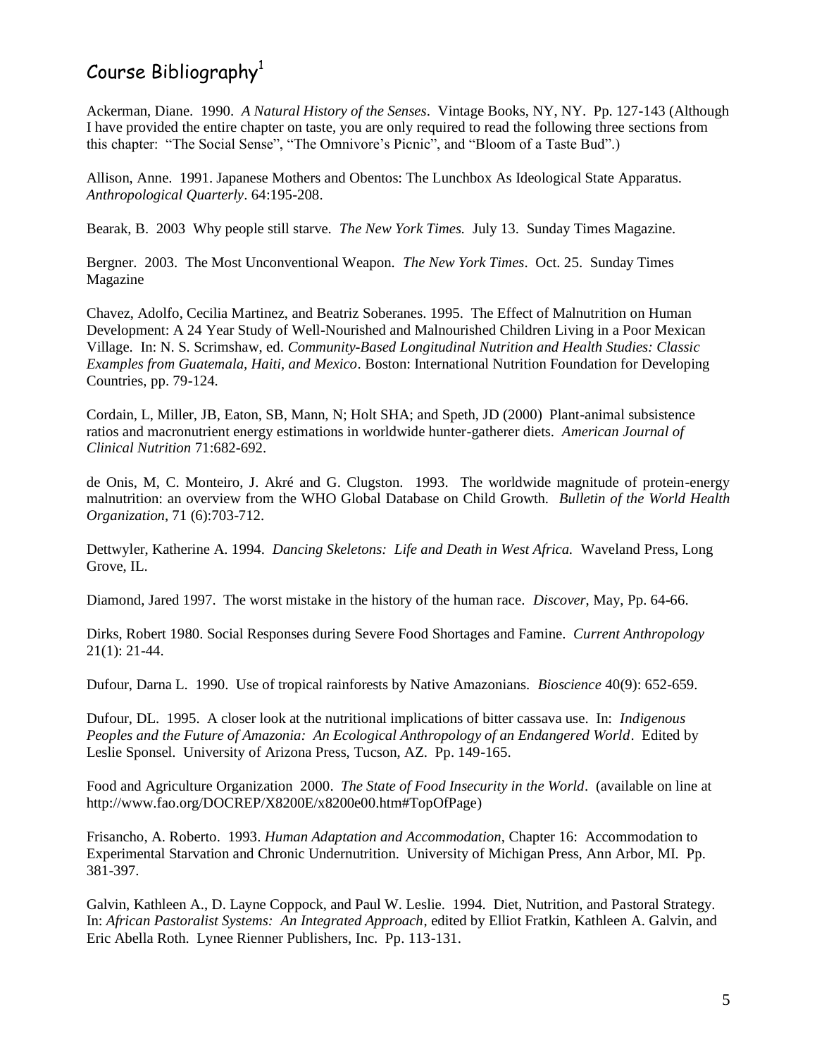# Course Bibliography[1]

Ackerman, Diane. 1990. *A Natural History of the Senses*. Vintage Books, NY, NY. Pp. 127-143 (Although I have provided the entire chapter on taste, you are only required to read the following three sections from this chapter: "The Social Sense", "The Omnivore's Picnic", and "Bloom of a Taste Bud".)

Allison, Anne. 1991. Japanese Mothers and Obentos: The Lunchbox As Ideological State Apparatus. *Anthropological Quarterly*. 64:195-208.

Bearak, B. 2003 Why people still starve. *The New York Times.* July 13. Sunday Times Magazine.

Bergner. 2003. The Most Unconventional Weapon. *The New York Times*. Oct. 25. Sunday Times Magazine

Chavez, Adolfo, Cecilia Martinez, and Beatriz Soberanes. 1995. The Effect of Malnutrition on Human Development: A 24 Year Study of Well-Nourished and Malnourished Children Living in a Poor Mexican Village. In: N. S. Scrimshaw, ed. *Community-Based Longitudinal Nutrition and Health Studies: Classic Examples from Guatemala, Haiti, and Mexico*. Boston: International Nutrition Foundation for Developing Countries, pp. 79-124.

Cordain, L, Miller, JB, Eaton, SB, Mann, N; Holt SHA; and Speth, JD (2000) Plant-animal subsistence ratios and macronutrient energy estimations in worldwide hunter-gatherer diets. *American Journal of Clinical Nutrition* 71:682-692.

de Onis, M, C. Monteiro, J. Akré and G. Clugston. 1993. The worldwide magnitude of protein-energy malnutrition: an overview from the WHO Global Database on Child Growth. *Bulletin of the World Health Organization*, 71 (6):703-712.

Dettwyler, Katherine A. 1994. *Dancing Skeletons: Life and Death in West Africa.* Waveland Press, Long Grove, IL.

Diamond, Jared 1997. The worst mistake in the history of the human race. *Discover*, May, Pp. 64-66.

Dirks, Robert 1980. Social Responses during Severe Food Shortages and Famine. *Current Anthropology* 21(1): 21-44.

Dufour, Darna L. 1990. Use of tropical rainforests by Native Amazonians. *Bioscience* 40(9): 652-659.

Dufour, DL. 1995. A closer look at the nutritional implications of bitter cassava use. In: *Indigenous Peoples and the Future of Amazonia: An Ecological Anthropology of an Endangered World*. Edited by Leslie Sponsel. University of Arizona Press, Tucson, AZ. Pp. 149-165.

Food and Agriculture Organization 2000. *The State of Food Insecurity in the World*. (available on line at http://www.fao.org/DOCREP/X8200E/x8200e00.htm#TopOfPage)

Frisancho, A. Roberto. 1993. *Human Adaptation and Accommodation*, Chapter 16: Accommodation to Experimental Starvation and Chronic Undernutrition. University of Michigan Press, Ann Arbor, MI. Pp. 381-397.

Galvin, Kathleen A., D. Layne Coppock, and Paul W. Leslie. 1994. Diet, Nutrition, and Pastoral Strategy. In: *African Pastoralist Systems: An Integrated Approach*, edited by Elliot Fratkin, Kathleen A. Galvin, and Eric Abella Roth. Lynee Rienner Publishers, Inc. Pp. 113-131.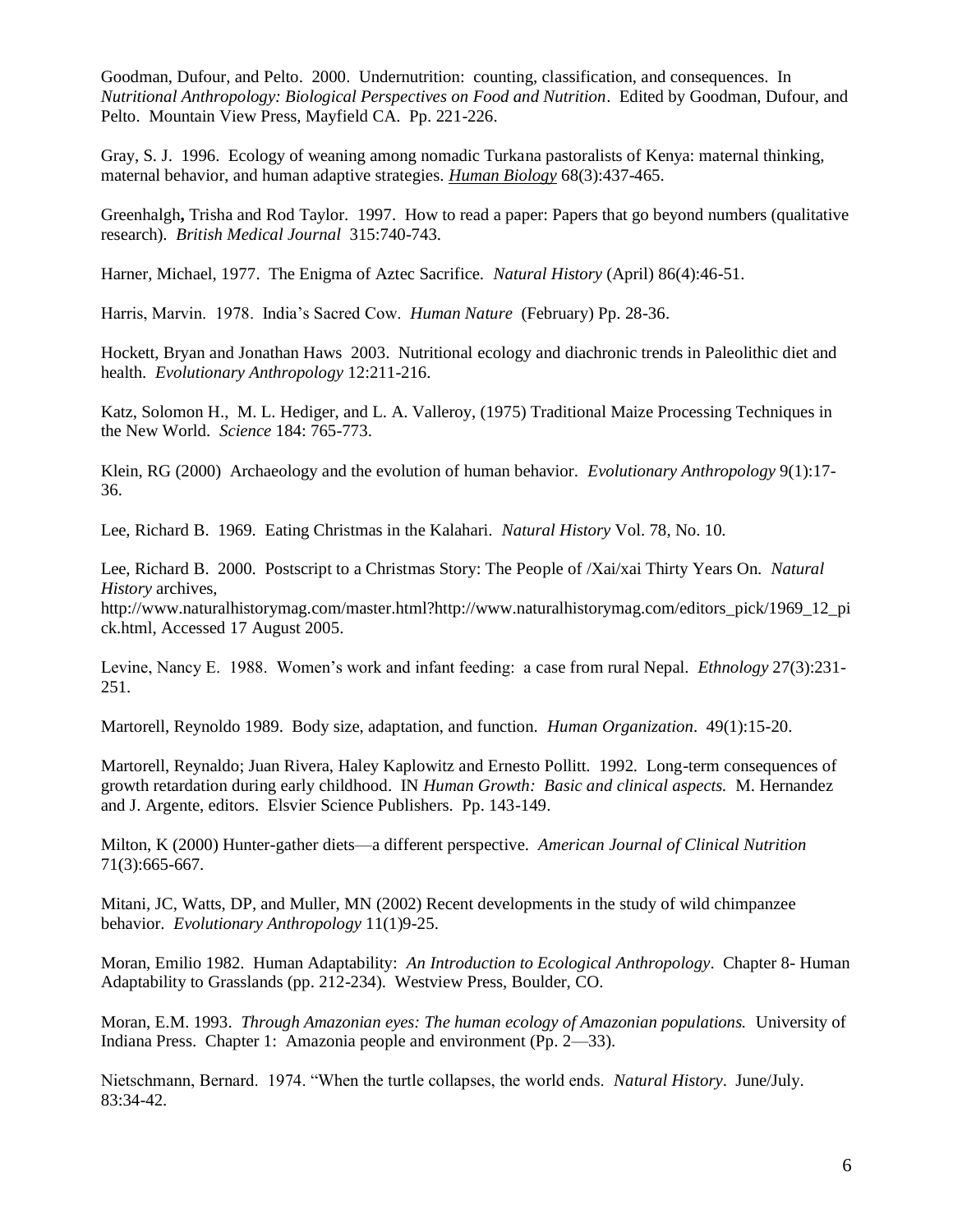Goodman, Dufour, and Pelto. 2000. Undernutrition: counting, classification, and consequences. In *Nutritional Anthropology: Biological Perspectives on Food and Nutrition*. Edited by Goodman, Dufour, and Pelto. Mountain View Press, Mayfield CA. Pp. 221-226.

Gray, S. J. 1996. Ecology of weaning among nomadic Turkana pastoralists of Kenya: maternal thinking, maternal behavior, and human adaptive strategies. *Human Biology* 68(3):437-465.

Greenhalgh**,** Trisha and Rod Taylor. 1997. How to read a paper: Papers that go beyond numbers (qualitative research). *British Medical Journal* 315:740-743.

Harner, Michael, 1977. The Enigma of Aztec Sacrifice. *Natural History* (April) 86(4):46-51.

Harris, Marvin. 1978. India's Sacred Cow. *Human Nature* (February) Pp. 28-36.

Hockett, Bryan and Jonathan Haws 2003. Nutritional ecology and diachronic trends in Paleolithic diet and health. *Evolutionary Anthropology* 12:211-216.

Katz, Solomon H., M. L. Hediger, and L. A. Valleroy, (1975) Traditional Maize Processing Techniques in the New World. *Science* 184: 765-773.

Klein, RG (2000) Archaeology and the evolution of human behavior. *Evolutionary Anthropology* 9(1):17-36.

Lee, Richard B. 1969. Eating Christmas in the Kalahari. *Natural History* Vol. 78, No. 10.

Lee, Richard B. 2000. Postscript to a Christmas Story: The People of /Xai/xai Thirty Years On. *Natural History* archives, http://www.naturalhistorymag.com/master.html?http://www.naturalhistorymag.com/editors_pick/1969_12_pick.html, Accessed 17 August 2005.

Levine, Nancy E. 1988. Women's work and infant feeding: a case from rural Nepal. *Ethnology* 27(3):231-251.

Martorell, Reynoldo 1989. Body size, adaptation, and function. *Human Organization*. 49(1):15-20.

Martorell, Reynaldo; Juan Rivera, Haley Kaplowitz and Ernesto Pollitt. 1992. Long-term consequences of growth retardation during early childhood. IN *Human Growth: Basic and clinical aspects.* M. Hernandez and J. Argente, editors. Elsvier Science Publishers. Pp. 143-149.

Milton, K (2000) Hunter-gather diets—a different perspective. *American Journal of Clinical Nutrition* 71(3):665-667.

Mitani, JC, Watts, DP, and Muller, MN (2002) Recent developments in the study of wild chimpanzee behavior. *Evolutionary Anthropology* 11(1)9-25.

Moran, Emilio 1982. Human Adaptability: *An Introduction to Ecological Anthropology*. Chapter 8- Human Adaptability to Grasslands (pp. 212-234). Westview Press, Boulder, CO.

Moran, E.M. 1993. *Through Amazonian eyes: The human ecology of Amazonian populations.* University of Indiana Press. Chapter 1: Amazonia people and environment (Pp. 2—33).

Nietschmann, Bernard. 1974. "When the turtle collapses, the world ends. *Natural History*. June/July. 83:34-42.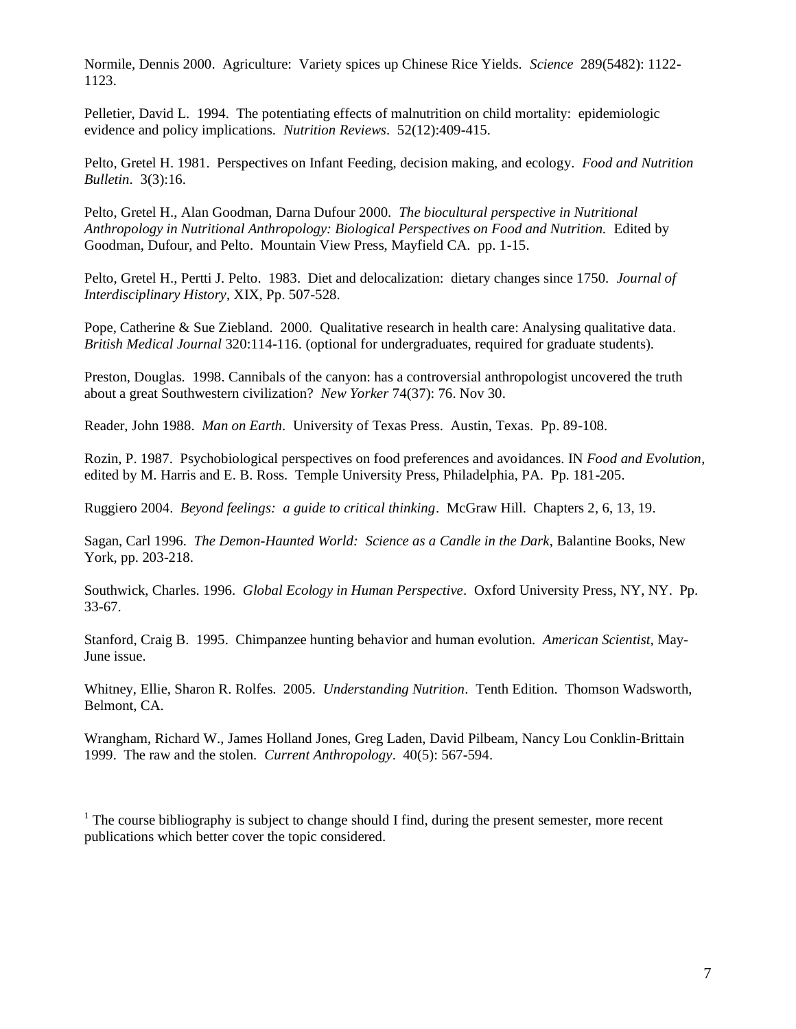Normile, Dennis 2000. Agriculture: Variety spices up Chinese Rice Yields. *Science* 289(5482): 1122-1123.

Pelletier, David L. 1994. The potentiating effects of malnutrition on child mortality: epidemiologic evidence and policy implications. *Nutrition Reviews*. 52(12):409-415.

Pelto, Gretel H. 1981. Perspectives on Infant Feeding, decision making, and ecology. *Food and Nutrition Bulletin*. 3(3):16.

Pelto, Gretel H., Alan Goodman, Darna Dufour 2000. *The biocultural perspective in Nutritional Anthropology in Nutritional Anthropology: Biological Perspectives on Food and Nutrition.* Edited by Goodman, Dufour, and Pelto. Mountain View Press, Mayfield CA. pp. 1-15.

Pelto, Gretel H., Pertti J. Pelto. 1983. Diet and delocalization: dietary changes since 1750. *Journal of Interdisciplinary History*, XIX, Pp. 507-528.

Pope, Catherine & Sue Ziebland. 2000. Qualitative research in health care: Analysing qualitative data. *British Medical Journal* 320:114-116. (optional for undergraduates, required for graduate students).

Preston, Douglas. 1998. Cannibals of the canyon: has a controversial anthropologist uncovered the truth about a great Southwestern civilization? *New Yorker* 74(37): 76. Nov 30.

Reader, John 1988. *Man on Earth*. University of Texas Press. Austin, Texas. Pp. 89-108.

Rozin, P. 1987. Psychobiological perspectives on food preferences and avoidances. IN *Food and Evolution*, edited by M. Harris and E. B. Ross. Temple University Press, Philadelphia, PA. Pp. 181-205.

Ruggiero 2004. *Beyond feelings: a guide to critical thinking*. McGraw Hill. Chapters 2, 6, 13, 19.

Sagan, Carl 1996. *The Demon-Haunted World: Science as a Candle in the Dark*, Balantine Books, New York, pp. 203-218.

Southwick, Charles. 1996. *Global Ecology in Human Perspective*. Oxford University Press, NY, NY. Pp. 33-67.

Stanford, Craig B. 1995. Chimpanzee hunting behavior and human evolution. *American Scientist*, May-June issue.

Whitney, Ellie, Sharon R. Rolfes. 2005. *Understanding Nutrition*. Tenth Edition. Thomson Wadsworth, Belmont, CA.

Wrangham, Richard W., James Holland Jones, Greg Laden, David Pilbeam, Nancy Lou Conklin-Brittain 1999. The raw and the stolen. *Current Anthropology*. 40(5): 567-594.

[1] The course bibliography is subject to change should I find, during the present semester, more recent publications which better cover the topic considered.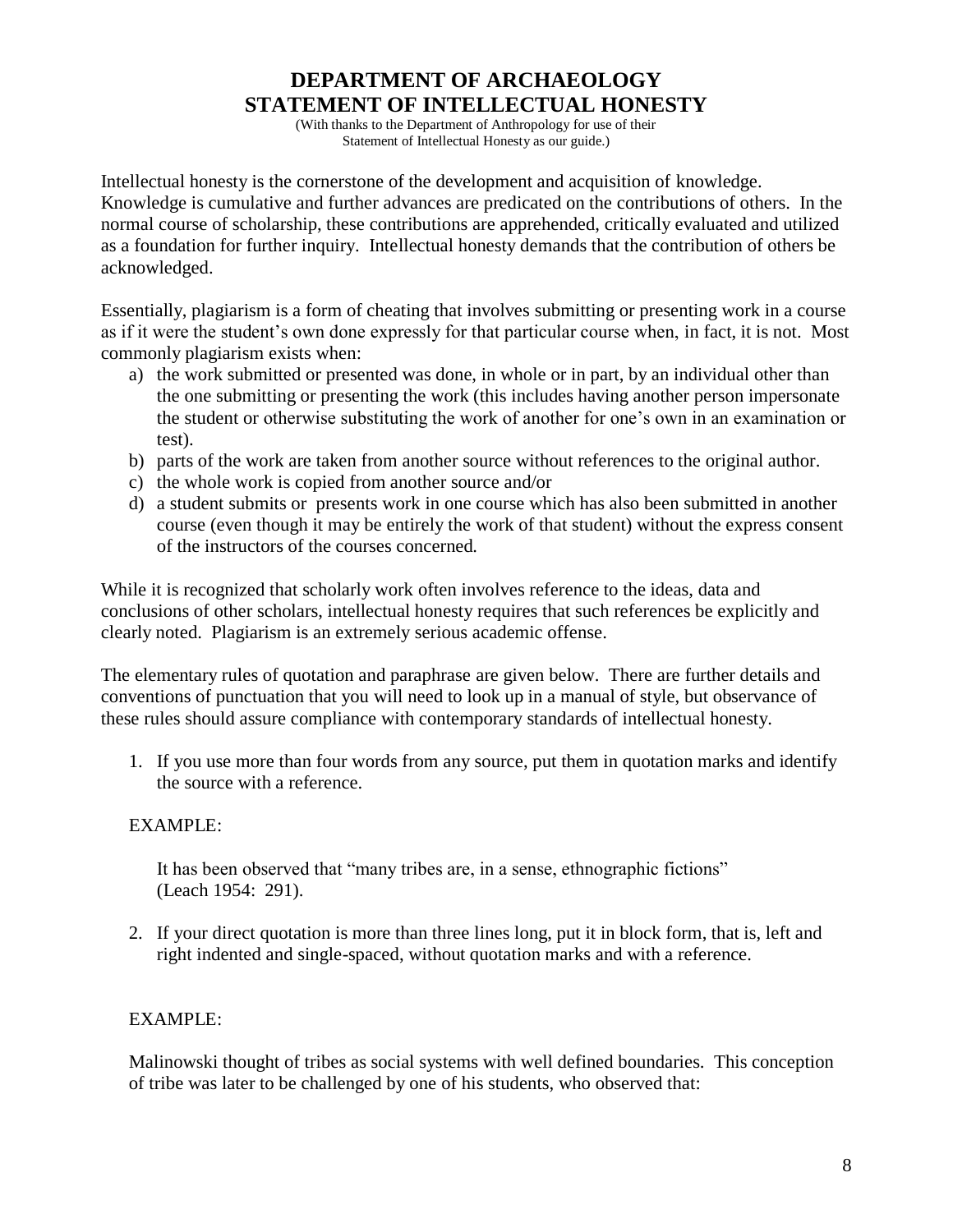# DEPARTMENT OF ARCHAEOLOGY
# STATEMENT OF INTELLECTUAL HONESTY

(With thanks to the Department of Anthropology for use of their Statement of Intellectual Honesty as our guide.)

Intellectual honesty is the cornerstone of the development and acquisition of knowledge. Knowledge is cumulative and further advances are predicated on the contributions of others. In the normal course of scholarship, these contributions are apprehended, critically evaluated and utilized as a foundation for further inquiry. Intellectual honesty demands that the contribution of others be acknowledged.

Essentially, plagiarism is a form of cheating that involves submitting or presenting work in a course as if it were the student's own done expressly for that particular course when, in fact, it is not. Most commonly plagiarism exists when:

a) the work submitted or presented was done, in whole or in part, by an individual other than the one submitting or presenting the work (this includes having another person impersonate the student or otherwise substituting the work of another for one's own in an examination or test).
b) parts of the work are taken from another source without references to the original author.
c) the whole work is copied from another source and/or
d) a student submits or presents work in one course which has also been submitted in another course (even though it may be entirely the work of that student) without the express consent of the instructors of the courses concerned.

While it is recognized that scholarly work often involves reference to the ideas, data and conclusions of other scholars, intellectual honesty requires that such references be explicitly and clearly noted. Plagiarism is an extremely serious academic offense.

The elementary rules of quotation and paraphrase are given below. There are further details and conventions of punctuation that you will need to look up in a manual of style, but observance of these rules should assure compliance with contemporary standards of intellectual honesty.

1. If you use more than four words from any source, put them in quotation marks and identify the source with a reference.

   EXAMPLE:

   It has been observed that "many tribes are, in a sense, ethnographic fictions" (Leach 1954: 291).

2. If your direct quotation is more than three lines long, put it in block form, that is, left and right indented and single-spaced, without quotation marks and with a reference.

   EXAMPLE:

   Malinowski thought of tribes as social systems with well defined boundaries. This conception of tribe was later to be challenged by one of his students, who observed that: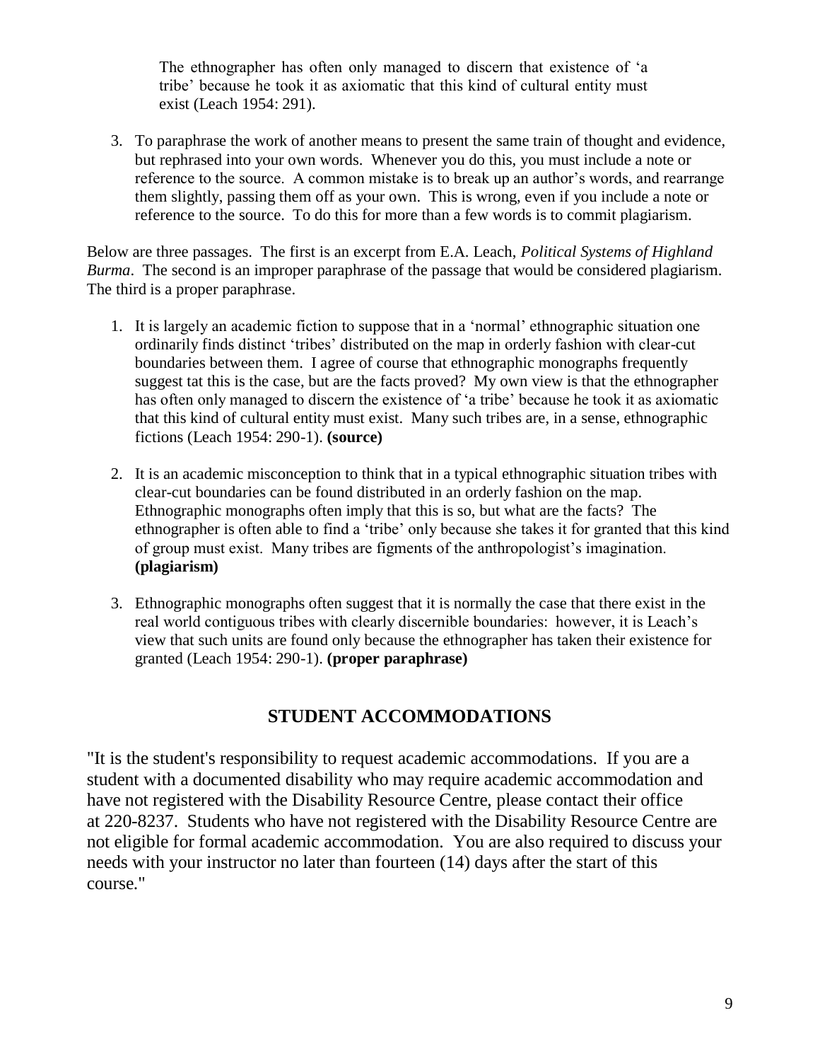> The ethnographer has often only managed to discern that existence of 'a tribe' because he took it as axiomatic that this kind of cultural entity must exist (Leach 1954: 291).

3. To paraphrase the work of another means to present the same train of thought and evidence, but rephrased into your own words. Whenever you do this, you must include a note or reference to the source. A common mistake is to break up an author's words, and rearrange them slightly, passing them off as your own. This is wrong, even if you include a note or reference to the source. To do this for more than a few words is to commit plagiarism.

Below are three passages. The first is an excerpt from E.A. Leach, *Political Systems of Highland Burma*. The second is an improper paraphrase of the passage that would be considered plagiarism. The third is a proper paraphrase.

1. It is largely an academic fiction to suppose that in a 'normal' ethnographic situation one ordinarily finds distinct 'tribes' distributed on the map in orderly fashion with clear-cut boundaries between them. I agree of course that ethnographic monographs frequently suggest tat this is the case, but are the facts proved? My own view is that the ethnographer has often only managed to discern the existence of 'a tribe' because he took it as axiomatic that this kind of cultural entity must exist. Many such tribes are, in a sense, ethnographic fictions (Leach 1954: 290-1). **(source)**

2. It is an academic misconception to think that in a typical ethnographic situation tribes with clear-cut boundaries can be found distributed in an orderly fashion on the map. Ethnographic monographs often imply that this is so, but what are the facts? The ethnographer is often able to find a 'tribe' only because she takes it for granted that this kind of group must exist. Many tribes are figments of the anthropologist's imagination. **(plagiarism)**

3. Ethnographic monographs often suggest that it is normally the case that there exist in the real world contiguous tribes with clearly discernible boundaries: however, it is Leach's view that such units are found only because the ethnographer has taken their existence for granted (Leach 1954: 290-1). **(proper paraphrase)**

## STUDENT ACCOMMODATIONS

"It is the student's responsibility to request academic accommodations. If you are a student with a documented disability who may require academic accommodation and have not registered with the Disability Resource Centre, please contact their office at 220-8237. Students who have not registered with the Disability Resource Centre are not eligible for formal academic accommodation. You are also required to discuss your needs with your instructor no later than fourteen (14) days after the start of this course."